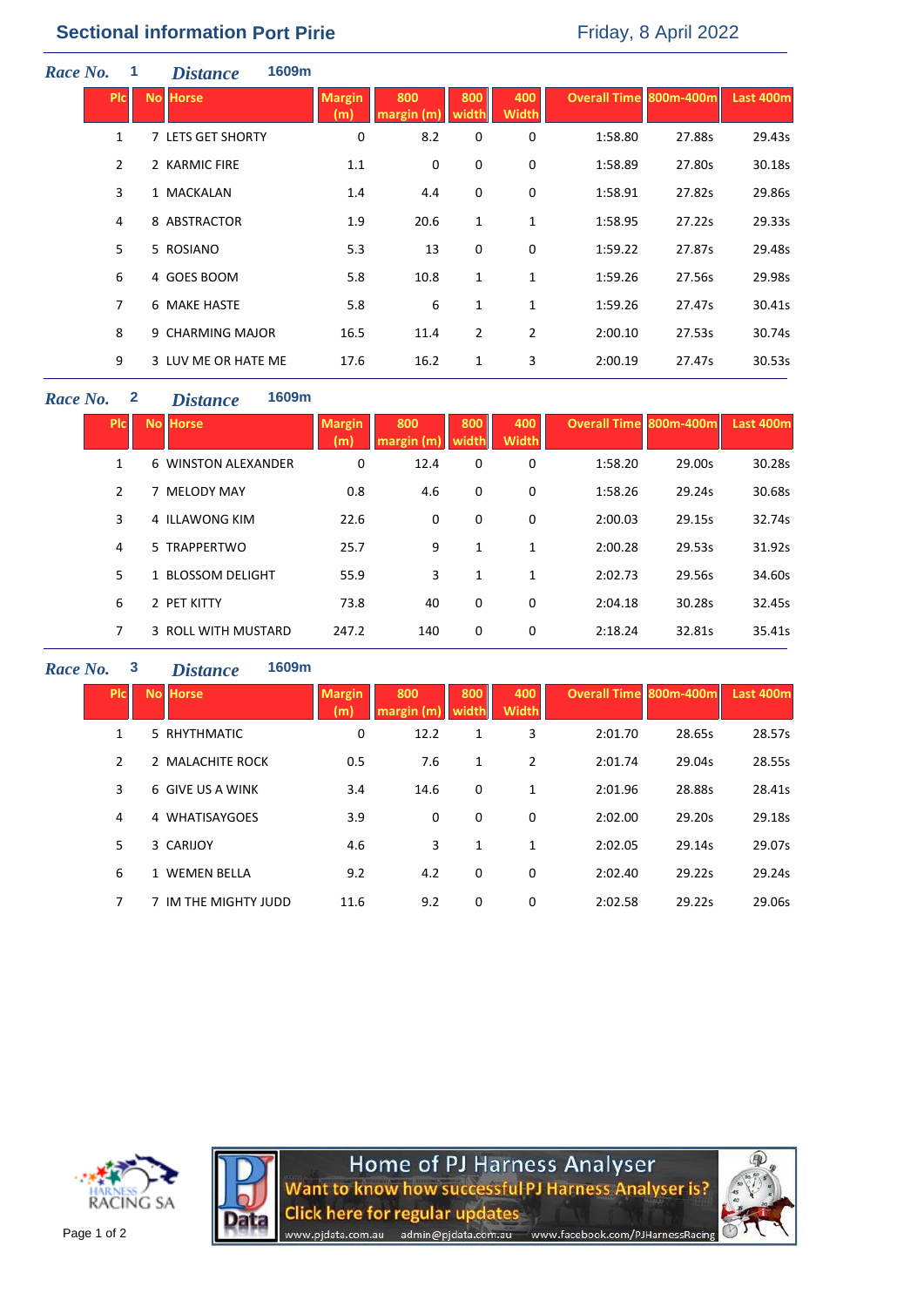# Sectional information Port Pirie

Friday, 8 April 2022

***Race No.*** **1** ***Distance*** **1609m**

| Plc | No | Horse | Margin (m) | 800 margin (m) | 800 width | 400 Width | Overall Time | 800m-400m | Last 400m |
|---|---|---|---|---|---|---|---|---|---|
| 1 | 7 | LETS GET SHORTY | 0 | 8.2 | 0 | 0 | 1:58.80 | 27.88s | 29.43s |
| 2 | 2 | KARMIC FIRE | 1.1 | 0 | 0 | 0 | 1:58.89 | 27.80s | 30.18s |
| 3 | 1 | MACKALAN | 1.4 | 4.4 | 0 | 0 | 1:58.91 | 27.82s | 29.86s |
| 4 | 8 | ABSTRACTOR | 1.9 | 20.6 | 1 | 1 | 1:58.95 | 27.22s | 29.33s |
| 5 | 5 | ROSIANO | 5.3 | 13 | 0 | 0 | 1:59.22 | 27.87s | 29.48s |
| 6 | 4 | GOES BOOM | 5.8 | 10.8 | 1 | 1 | 1:59.26 | 27.56s | 29.98s |
| 7 | 6 | MAKE HASTE | 5.8 | 6 | 1 | 1 | 1:59.26 | 27.47s | 30.41s |
| 8 | 9 | CHARMING MAJOR | 16.5 | 11.4 | 2 | 2 | 2:00.10 | 27.53s | 30.74s |
| 9 | 3 | LUV ME OR HATE ME | 17.6 | 16.2 | 1 | 3 | 2:00.19 | 27.47s | 30.53s |

***Race No.*** **2** ***Distance*** **1609m**

| Plc | No | Horse | Margin (m) | 800 margin (m) | 800 width | 400 Width | Overall Time | 800m-400m | Last 400m |
|---|---|---|---|---|---|---|---|---|---|
| 1 | 6 | WINSTON ALEXANDER | 0 | 12.4 | 0 | 0 | 1:58.20 | 29.00s | 30.28s |
| 2 | 7 | MELODY MAY | 0.8 | 4.6 | 0 | 0 | 1:58.26 | 29.24s | 30.68s |
| 3 | 4 | ILLAWONG KIM | 22.6 | 0 | 0 | 0 | 2:00.03 | 29.15s | 32.74s |
| 4 | 5 | TRAPPERTWO | 25.7 | 9 | 1 | 1 | 2:00.28 | 29.53s | 31.92s |
| 5 | 1 | BLOSSOM DELIGHT | 55.9 | 3 | 1 | 1 | 2:02.73 | 29.56s | 34.60s |
| 6 | 2 | PET KITTY | 73.8 | 40 | 0 | 0 | 2:04.18 | 30.28s | 32.45s |
| 7 | 3 | ROLL WITH MUSTARD | 247.2 | 140 | 0 | 0 | 2:18.24 | 32.81s | 35.41s |

***Race No.*** **3** ***Distance*** **1609m**

| Plc | No | Horse | Margin (m) | 800 margin (m) | 800 width | 400 Width | Overall Time | 800m-400m | Last 400m |
|---|---|---|---|---|---|---|---|---|---|
| 1 | 5 | RHYTHMATIC | 0 | 12.2 | 1 | 3 | 2:01.70 | 28.65s | 28.57s |
| 2 | 2 | MALACHITE ROCK | 0.5 | 7.6 | 1 | 2 | 2:01.74 | 29.04s | 28.55s |
| 3 | 6 | GIVE US A WINK | 3.4 | 14.6 | 0 | 1 | 2:01.96 | 28.88s | 28.41s |
| 4 | 4 | WHATISAYGOES | 3.9 | 0 | 0 | 0 | 2:02.00 | 29.20s | 29.18s |
| 5 | 3 | CARIJOY | 4.6 | 3 | 1 | 1 | 2:02.05 | 29.14s | 29.07s |
| 6 | 1 | WEMEN BELLA | 9.2 | 4.2 | 0 | 0 | 2:02.40 | 29.22s | 29.24s |
| 7 | 7 | IM THE MIGHTY JUDD | 11.6 | 9.2 | 0 | 0 | 2:02.58 | 29.22s | 29.06s |

HARNESS RACING SA

Home of PJ Harness Analyser
Want to know how successful PJ Harness Analyser is?
Click here for regular updates
www.pjdata.com.au admin@pjdata.com.au www.facebook.com/PJHarnessRacing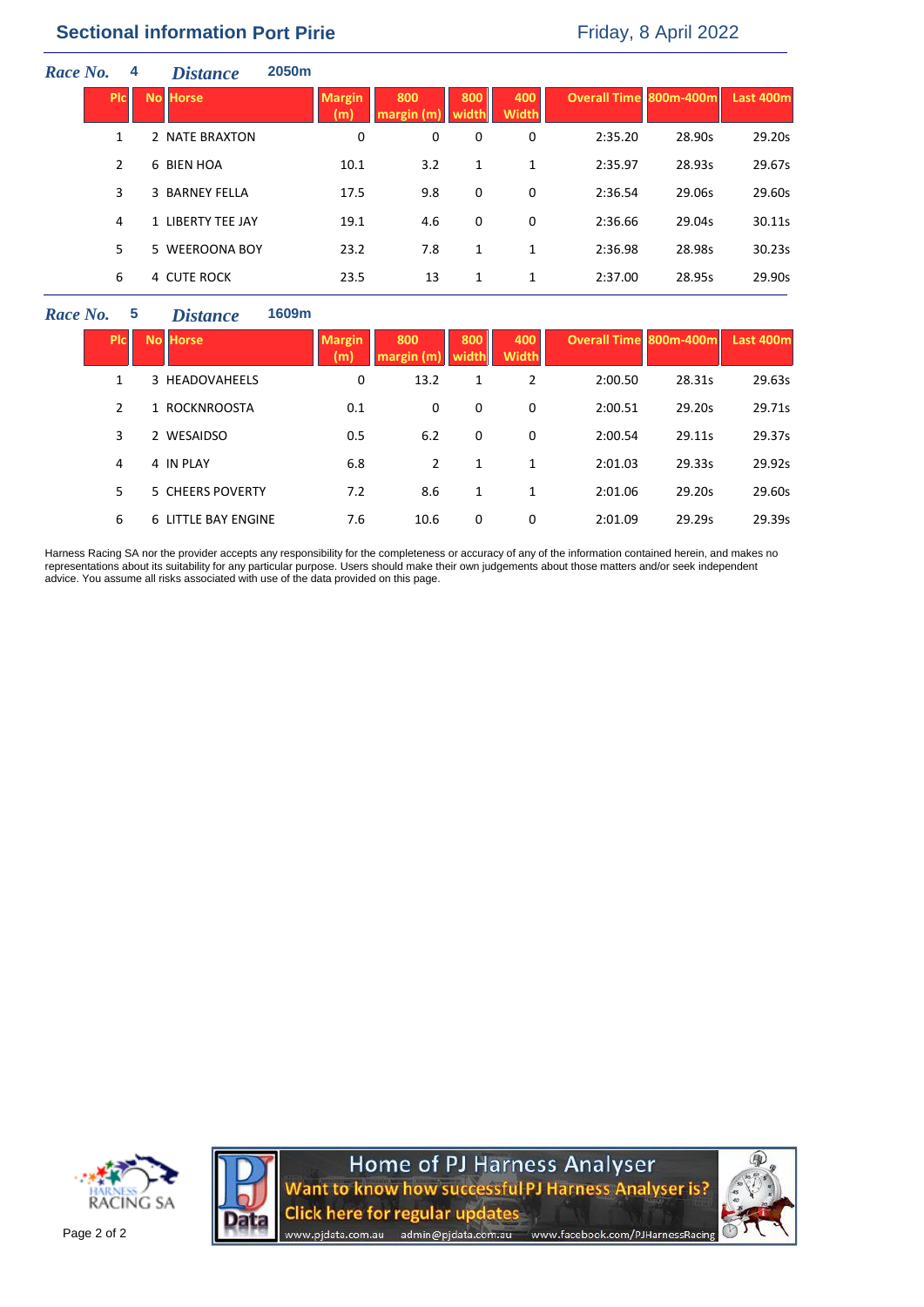## Sectional information Port Pirie

Friday, 8 April 2022

***Race No.*** **4** ***Distance*** **2050m**

| Plc | No | Horse | Margin (m) | 800 margin (m) | 800 width | 400 Width | Overall Time | 800m-400m | Last 400m |
|---|---|---|---|---|---|---|---|---|---|
| 1 | 2 | NATE BRAXTON | 0 | 0 | 0 | 0 | 2:35.20 | 28.90s | 29.20s |
| 2 | 6 | BIEN HOA | 10.1 | 3.2 | 1 | 1 | 2:35.97 | 28.93s | 29.67s |
| 3 | 3 | BARNEY FELLA | 17.5 | 9.8 | 0 | 0 | 2:36.54 | 29.06s | 29.60s |
| 4 | 1 | LIBERTY TEE JAY | 19.1 | 4.6 | 0 | 0 | 2:36.66 | 29.04s | 30.11s |
| 5 | 5 | WEEROONA BOY | 23.2 | 7.8 | 1 | 1 | 2:36.98 | 28.98s | 30.23s |
| 6 | 4 | CUTE ROCK | 23.5 | 13 | 1 | 1 | 2:37.00 | 28.95s | 29.90s |

***Race No.*** **5** ***Distance*** **1609m**

| Plc | No | Horse | Margin (m) | 800 margin (m) | 800 width | 400 Width | Overall Time | 800m-400m | Last 400m |
|---|---|---|---|---|---|---|---|---|---|
| 1 | 3 | HEADOVAHEELS | 0 | 13.2 | 1 | 2 | 2:00.50 | 28.31s | 29.63s |
| 2 | 1 | ROCKNROOSTA | 0.1 | 0 | 0 | 0 | 2:00.51 | 29.20s | 29.71s |
| 3 | 2 | WESAIDSO | 0.5 | 6.2 | 0 | 0 | 2:00.54 | 29.11s | 29.37s |
| 4 | 4 | IN PLAY | 6.8 | 2 | 1 | 1 | 2:01.03 | 29.33s | 29.92s |
| 5 | 5 | CHEERS POVERTY | 7.2 | 8.6 | 1 | 1 | 2:01.06 | 29.20s | 29.60s |
| 6 | 6 | LITTLE BAY ENGINE | 7.6 | 10.6 | 0 | 0 | 2:01.09 | 29.29s | 29.39s |

Harness Racing SA nor the provider accepts any responsibility for the completeness or accuracy of any of the information contained herein, and makes no representations about its suitability for any particular purpose. Users should make their own judgements about those matters and/or seek independent advice. You assume all risks associated with use of the data provided on this page.

HARNESS RACING SA

Home of PJ Harness Analyser
Want to know how successful PJ Harness Analyser is?
Click here for regular updates
www.pjdata.com.au admin@pjdata.com.au www.facebook.com/PJHarnessRacing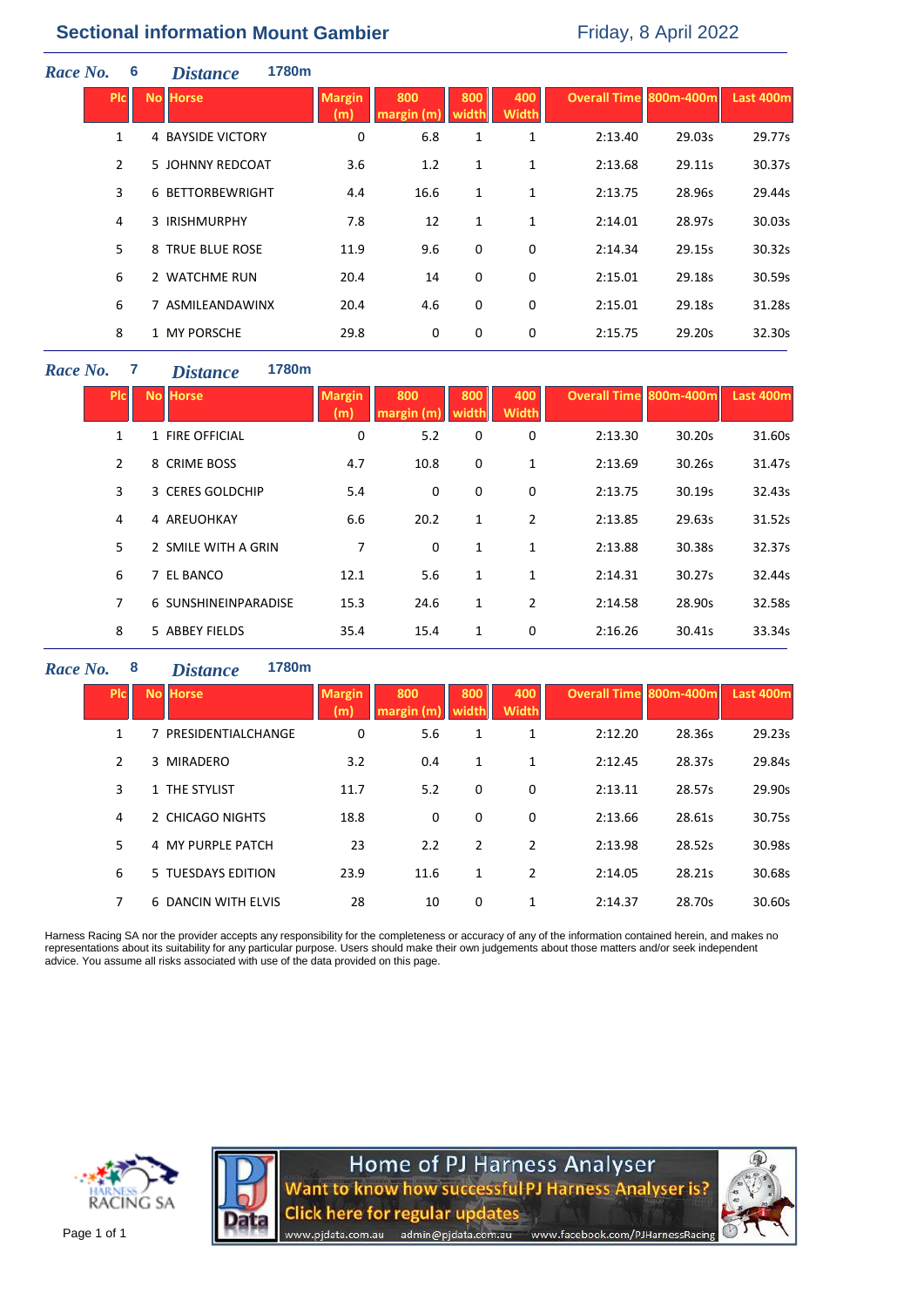# Sectional information Mount Gambier

Friday, 8 April 2022

## Race No. 6 — Distance 1780m

| Plc | No | Horse | Margin (m) | 800 margin (m) | 800 width | 400 Width | Overall Time | 800m-400m | Last 400m |
|---|---|---|---|---|---|---|---|---|---|
| 1 | 4 | BAYSIDE VICTORY | 0 | 6.8 | 1 | 1 | 2:13.40 | 29.03s | 29.77s |
| 2 | 5 | JOHNNY REDCOAT | 3.6 | 1.2 | 1 | 1 | 2:13.68 | 29.11s | 30.37s |
| 3 | 6 | BETTORBEWRIGHT | 4.4 | 16.6 | 1 | 1 | 2:13.75 | 28.96s | 29.44s |
| 4 | 3 | IRISHMURPHY | 7.8 | 12 | 1 | 1 | 2:14.01 | 28.97s | 30.03s |
| 5 | 8 | TRUE BLUE ROSE | 11.9 | 9.6 | 0 | 0 | 2:14.34 | 29.15s | 30.32s |
| 6 | 2 | WATCHME RUN | 20.4 | 14 | 0 | 0 | 2:15.01 | 29.18s | 30.59s |
| 6 | 7 | ASMILEANDAWINX | 20.4 | 4.6 | 0 | 0 | 2:15.01 | 29.18s | 31.28s |
| 8 | 1 | MY PORSCHE | 29.8 | 0 | 0 | 0 | 2:15.75 | 29.20s | 32.30s |

## Race No. 7 — Distance 1780m

| Plc | No | Horse | Margin (m) | 800 margin (m) | 800 width | 400 Width | Overall Time | 800m-400m | Last 400m |
|---|---|---|---|---|---|---|---|---|---|
| 1 | 1 | FIRE OFFICIAL | 0 | 5.2 | 0 | 0 | 2:13.30 | 30.20s | 31.60s |
| 2 | 8 | CRIME BOSS | 4.7 | 10.8 | 0 | 1 | 2:13.69 | 30.26s | 31.47s |
| 3 | 3 | CERES GOLDCHIP | 5.4 | 0 | 0 | 0 | 2:13.75 | 30.19s | 32.43s |
| 4 | 4 | AREUOHKAY | 6.6 | 20.2 | 1 | 2 | 2:13.85 | 29.63s | 31.52s |
| 5 | 2 | SMILE WITH A GRIN | 7 | 0 | 1 | 1 | 2:13.88 | 30.38s | 32.37s |
| 6 | 7 | EL BANCO | 12.1 | 5.6 | 1 | 1 | 2:14.31 | 30.27s | 32.44s |
| 7 | 6 | SUNSHINEINPARADISE | 15.3 | 24.6 | 1 | 2 | 2:14.58 | 28.90s | 32.58s |
| 8 | 5 | ABBEY FIELDS | 35.4 | 15.4 | 1 | 0 | 2:16.26 | 30.41s | 33.34s |

## Race No. 8 — Distance 1780m

| Plc | No | Horse | Margin (m) | 800 margin (m) | 800 width | 400 Width | Overall Time | 800m-400m | Last 400m |
|---|---|---|---|---|---|---|---|---|---|
| 1 | 7 | PRESIDENTIALCHANGE | 0 | 5.6 | 1 | 1 | 2:12.20 | 28.36s | 29.23s |
| 2 | 3 | MIRADERO | 3.2 | 0.4 | 1 | 1 | 2:12.45 | 28.37s | 29.84s |
| 3 | 1 | THE STYLIST | 11.7 | 5.2 | 0 | 0 | 2:13.11 | 28.57s | 29.90s |
| 4 | 2 | CHICAGO NIGHTS | 18.8 | 0 | 0 | 0 | 2:13.66 | 28.61s | 30.75s |
| 5 | 4 | MY PURPLE PATCH | 23 | 2.2 | 2 | 2 | 2:13.98 | 28.52s | 30.98s |
| 6 | 5 | TUESDAYS EDITION | 23.9 | 11.6 | 1 | 2 | 2:14.05 | 28.21s | 30.68s |
| 7 | 6 | DANCIN WITH ELVIS | 28 | 10 | 0 | 1 | 2:14.37 | 28.70s | 30.60s |

Harness Racing SA nor the provider accepts any responsibility for the completeness or accuracy of any of the information contained herein, and makes no representations about its suitability for any particular purpose. Users should make their own judgements about those matters and/or seek independent advice. You assume all risks associated with use of the data provided on this page.

HARNESS RACING SA

Home of PJ Harness Analyser
Want to know how successful PJ Harness Analyser is?
Click here for regular updates
www.pjdata.com.au admin@pjdata.com.au www.facebook.com/PJHarnessRacing